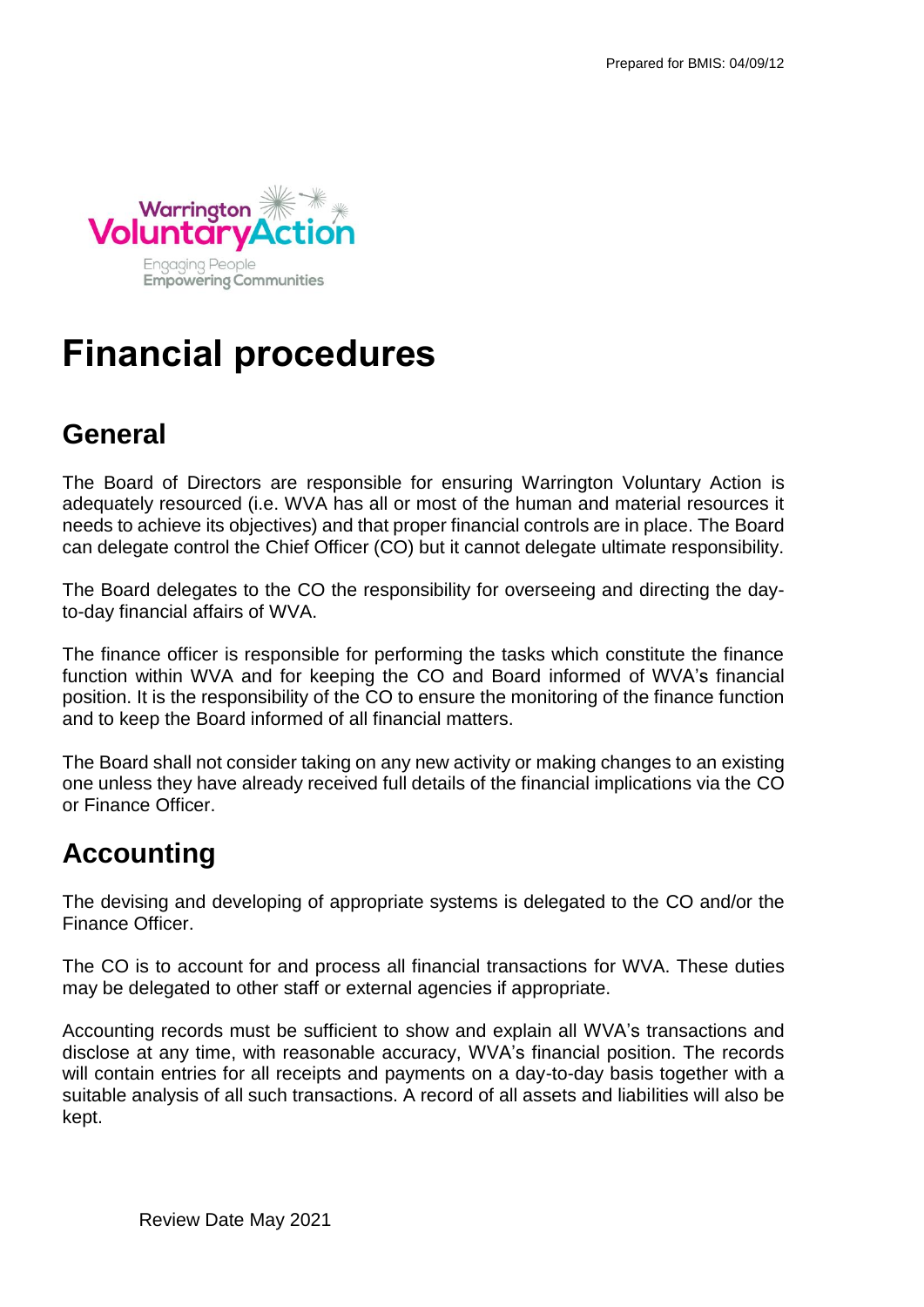# Financial procedures

## General

The Board of Directors are responsible for ensuring Warrington Voluntary Action is adequately resourced (i.e. WVA has all or most of the human and material resources it needs to achieve its objectives) and that proper financial controls are in place. The Board can delegate control the Chief Officer (CO) but it cannot delegate ultimate responsibility.

The Board delegates to the CO the responsibility for overseeing and directing the day-to-day financial affairs of WVA.

The finance officer is responsible for performing the tasks which constitute the finance function within WVA and for keeping the CO and Board informed of WVA's financial position. It is the responsibility of the CO to ensure the monitoring of the finance function and to keep the Board informed of all financial matters.

The Board shall not consider taking on any new activity or making changes to an existing one unless they have already received full details of the financial implications via the CO or Finance Officer.

## Accounting

The devising and developing of appropriate systems is delegated to the CO and/or the Finance Officer.

The CO is to account for and process all financial transactions for WVA. These duties may be delegated to other staff or external agencies if appropriate.

Accounting records must be sufficient to show and explain all WVA's transactions and disclose at any time, with reasonable accuracy, WVA's financial position. The records will contain entries for all receipts and payments on a day-to-day basis together with a suitable analysis of all such transactions. A record of all assets and liabilities will also be kept.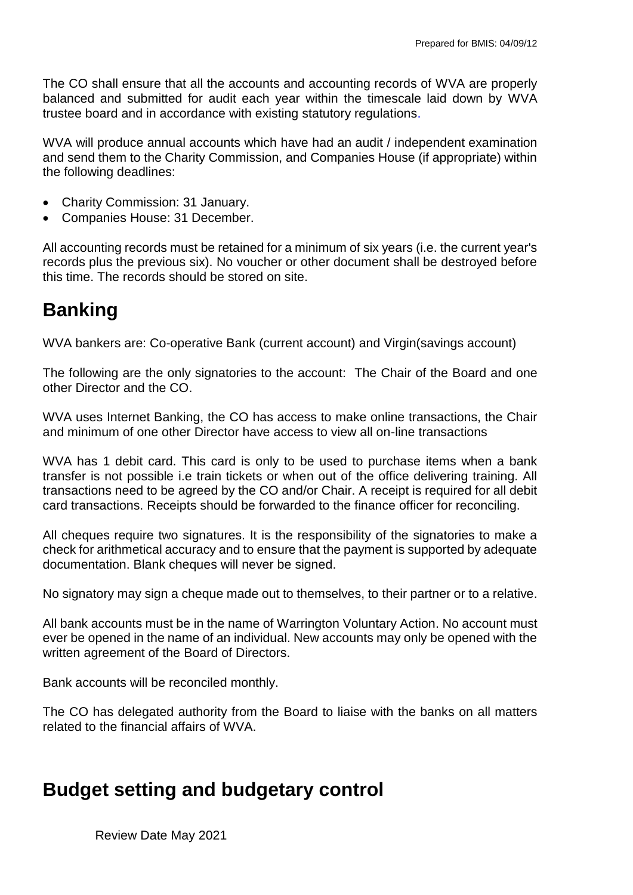The CO shall ensure that all the accounts and accounting records of WVA are properly balanced and submitted for audit each year within the timescale laid down by WVA trustee board and in accordance with existing statutory regulations.

WVA will produce annual accounts which have had an audit / independent examination and send them to the Charity Commission, and Companies House (if appropriate) within the following deadlines:

- Charity Commission: 31 January.
- Companies House: 31 December.

All accounting records must be retained for a minimum of six years (i.e. the current year's records plus the previous six). No voucher or other document shall be destroyed before this time. The records should be stored on site.

# Banking

WVA bankers are: Co-operative Bank (current account) and Virgin(savings account)

The following are the only signatories to the account: The Chair of the Board and one other Director and the CO.

WVA uses Internet Banking, the CO has access to make online transactions, the Chair and minimum of one other Director have access to view all on-line transactions

WVA has 1 debit card. This card is only to be used to purchase items when a bank transfer is not possible i.e train tickets or when out of the office delivering training. All transactions need to be agreed by the CO and/or Chair. A receipt is required for all debit card transactions. Receipts should be forwarded to the finance officer for reconciling.

All cheques require two signatures. It is the responsibility of the signatories to make a check for arithmetical accuracy and to ensure that the payment is supported by adequate documentation. Blank cheques will never be signed.

No signatory may sign a cheque made out to themselves, to their partner or to a relative.

All bank accounts must be in the name of Warrington Voluntary Action. No account must ever be opened in the name of an individual. New accounts may only be opened with the written agreement of the Board of Directors.

Bank accounts will be reconciled monthly.

The CO has delegated authority from the Board to liaise with the banks on all matters related to the financial affairs of WVA.

# Budget setting and budgetary control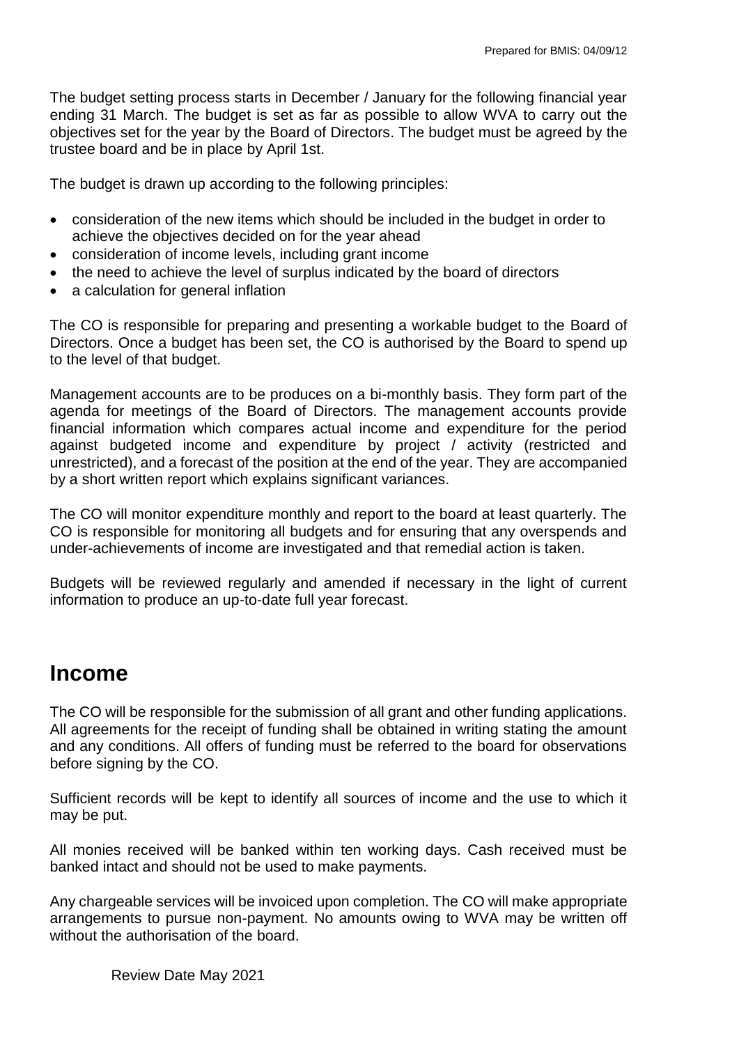The budget setting process starts in December / January for the following financial year ending 31 March. The budget is set as far as possible to allow WVA to carry out the objectives set for the year by the Board of Directors. The budget must be agreed by the trustee board and be in place by April 1st.

The budget is drawn up according to the following principles:

- consideration of the new items which should be included in the budget in order to achieve the objectives decided on for the year ahead
- consideration of income levels, including grant income
- the need to achieve the level of surplus indicated by the board of directors
- a calculation for general inflation

The CO is responsible for preparing and presenting a workable budget to the Board of Directors. Once a budget has been set, the CO is authorised by the Board to spend up to the level of that budget.

Management accounts are to be produces on a bi-monthly basis. They form part of the agenda for meetings of the Board of Directors. The management accounts provide financial information which compares actual income and expenditure for the period against budgeted income and expenditure by project / activity (restricted and unrestricted), and a forecast of the position at the end of the year. They are accompanied by a short written report which explains significant variances.

The CO will monitor expenditure monthly and report to the board at least quarterly. The CO is responsible for monitoring all budgets and for ensuring that any overspends and under-achievements of income are investigated and that remedial action is taken.

Budgets will be reviewed regularly and amended if necessary in the light of current information to produce an up-to-date full year forecast.

# Income

The CO will be responsible for the submission of all grant and other funding applications. All agreements for the receipt of funding shall be obtained in writing stating the amount and any conditions. All offers of funding must be referred to the board for observations before signing by the CO.

Sufficient records will be kept to identify all sources of income and the use to which it may be put.

All monies received will be banked within ten working days. Cash received must be banked intact and should not be used to make payments.

Any chargeable services will be invoiced upon completion. The CO will make appropriate arrangements to pursue non-payment. No amounts owing to WVA may be written off without the authorisation of the board.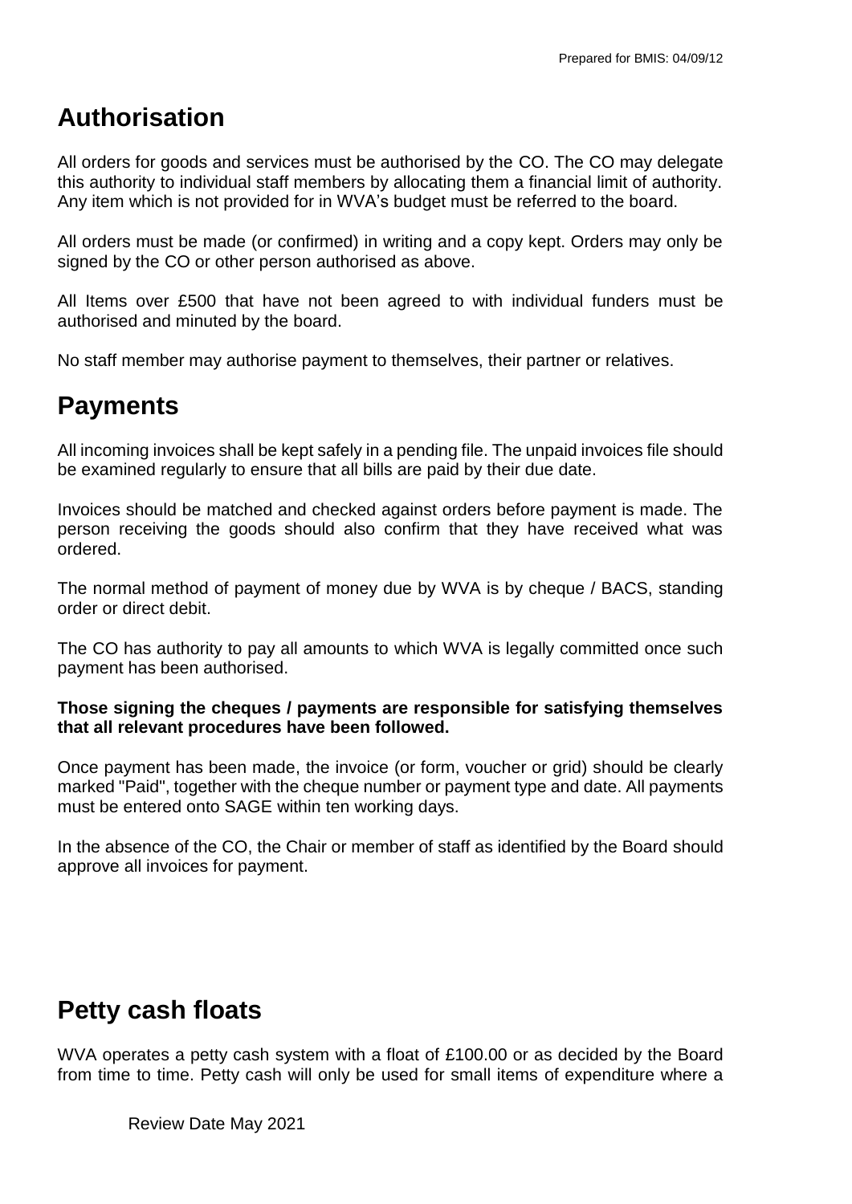## Authorisation

All orders for goods and services must be authorised by the CO. The CO may delegate this authority to individual staff members by allocating them a financial limit of authority. Any item which is not provided for in WVA's budget must be referred to the board.

All orders must be made (or confirmed) in writing and a copy kept. Orders may only be signed by the CO or other person authorised as above.

All Items over £500 that have not been agreed to with individual funders must be authorised and minuted by the board.

No staff member may authorise payment to themselves, their partner or relatives.

## Payments

All incoming invoices shall be kept safely in a pending file. The unpaid invoices file should be examined regularly to ensure that all bills are paid by their due date.

Invoices should be matched and checked against orders before payment is made. The person receiving the goods should also confirm that they have received what was ordered.

The normal method of payment of money due by WVA is by cheque / BACS, standing order or direct debit.

The CO has authority to pay all amounts to which WVA is legally committed once such payment has been authorised.

**Those signing the cheques / payments are responsible for satisfying themselves that all relevant procedures have been followed.**

Once payment has been made, the invoice (or form, voucher or grid) should be clearly marked "Paid", together with the cheque number or payment type and date. All payments must be entered onto SAGE within ten working days.

In the absence of the CO, the Chair or member of staff as identified by the Board should approve all invoices for payment.

## Petty cash floats

WVA operates a petty cash system with a float of £100.00 or as decided by the Board from time to time. Petty cash will only be used for small items of expenditure where a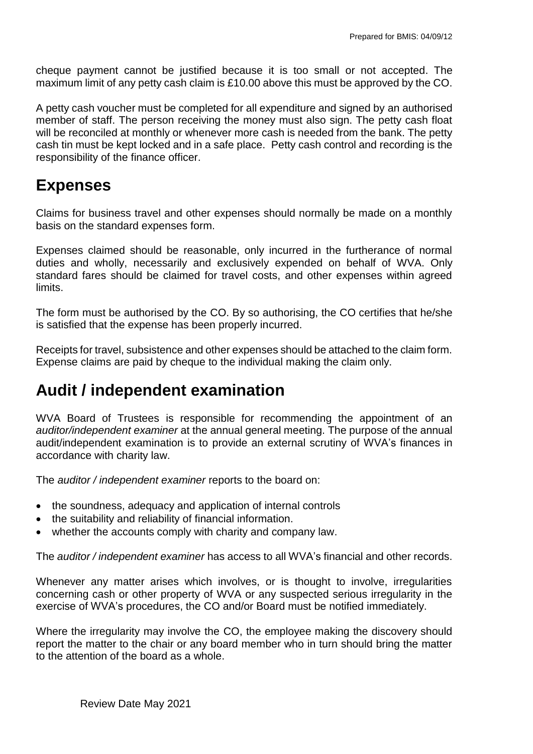cheque payment cannot be justified because it is too small or not accepted. The maximum limit of any petty cash claim is £10.00 above this must be approved by the CO.

A petty cash voucher must be completed for all expenditure and signed by an authorised member of staff. The person receiving the money must also sign. The petty cash float will be reconciled at monthly or whenever more cash is needed from the bank. The petty cash tin must be kept locked and in a safe place. Petty cash control and recording is the responsibility of the finance officer.

# Expenses

Claims for business travel and other expenses should normally be made on a monthly basis on the standard expenses form.

Expenses claimed should be reasonable, only incurred in the furtherance of normal duties and wholly, necessarily and exclusively expended on behalf of WVA. Only standard fares should be claimed for travel costs, and other expenses within agreed limits.

The form must be authorised by the CO. By so authorising, the CO certifies that he/she is satisfied that the expense has been properly incurred.

Receipts for travel, subsistence and other expenses should be attached to the claim form. Expense claims are paid by cheque to the individual making the claim only.

# Audit / independent examination

WVA Board of Trustees is responsible for recommending the appointment of an *auditor/independent examiner* at the annual general meeting. The purpose of the annual audit/independent examination is to provide an external scrutiny of WVA's finances in accordance with charity law.

The *auditor / independent examiner* reports to the board on:

- the soundness, adequacy and application of internal controls
- the suitability and reliability of financial information.
- whether the accounts comply with charity and company law.

The *auditor / independent examiner* has access to all WVA's financial and other records.

Whenever any matter arises which involves, or is thought to involve, irregularities concerning cash or other property of WVA or any suspected serious irregularity in the exercise of WVA's procedures, the CO and/or Board must be notified immediately.

Where the irregularity may involve the CO, the employee making the discovery should report the matter to the chair or any board member who in turn should bring the matter to the attention of the board as a whole.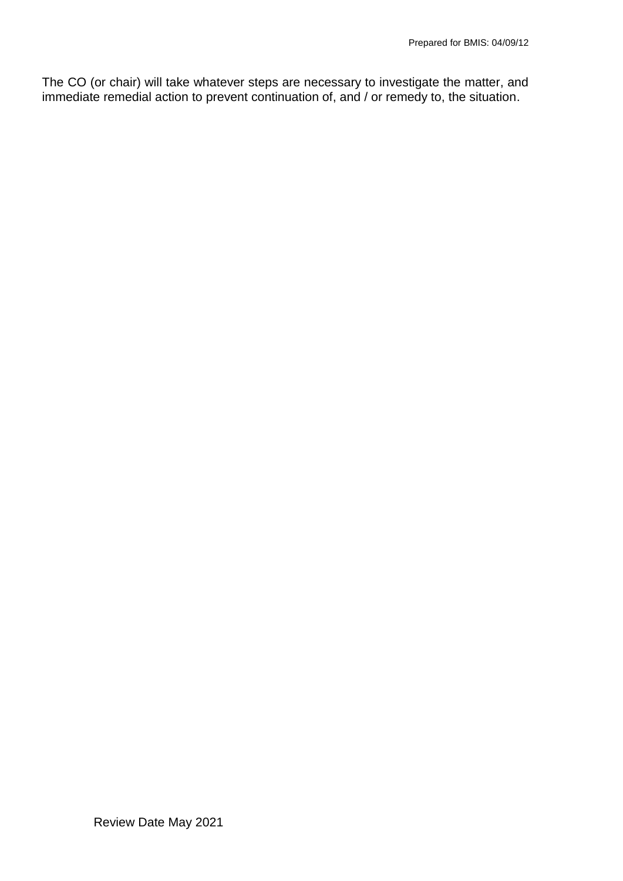The CO (or chair) will take whatever steps are necessary to investigate the matter, and immediate remedial action to prevent continuation of, and / or remedy to, the situation.